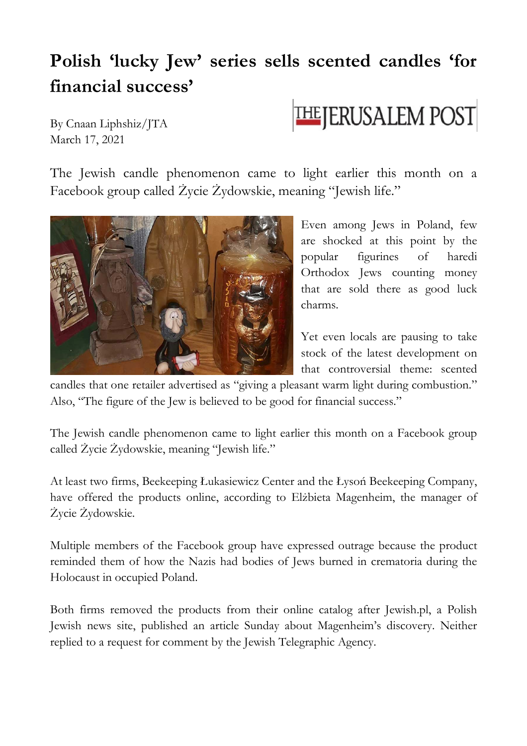# Polish 'lucky Jew' series sells scented candles 'for financial success'

By Cnaan Liphshiz/JTA
March 17, 2021

THE JERUSALEM POST

The Jewish candle phenomenon came to light earlier this month on a Facebook group called Życie Żydowskie, meaning "Jewish life."

Even among Jews in Poland, few are shocked at this point by the popular figurines of haredi Orthodox Jews counting money that are sold there as good luck charms.

Yet even locals are pausing to take stock of the latest development on that controversial theme: scented candles that one retailer advertised as "giving a pleasant warm light during combustion." Also, "The figure of the Jew is believed to be good for financial success."

The Jewish candle phenomenon came to light earlier this month on a Facebook group called Życie Żydowskie, meaning "Jewish life."

At least two firms, Beekeeping Łukasiewicz Center and the Łysoń Beekeeping Company, have offered the products online, according to Elżbieta Magenheim, the manager of Życie Żydowskie.

Multiple members of the Facebook group have expressed outrage because the product reminded them of how the Nazis had bodies of Jews burned in crematoria during the Holocaust in occupied Poland.

Both firms removed the products from their online catalog after Jewish.pl, a Polish Jewish news site, published an article Sunday about Magenheim's discovery. Neither replied to a request for comment by the Jewish Telegraphic Agency.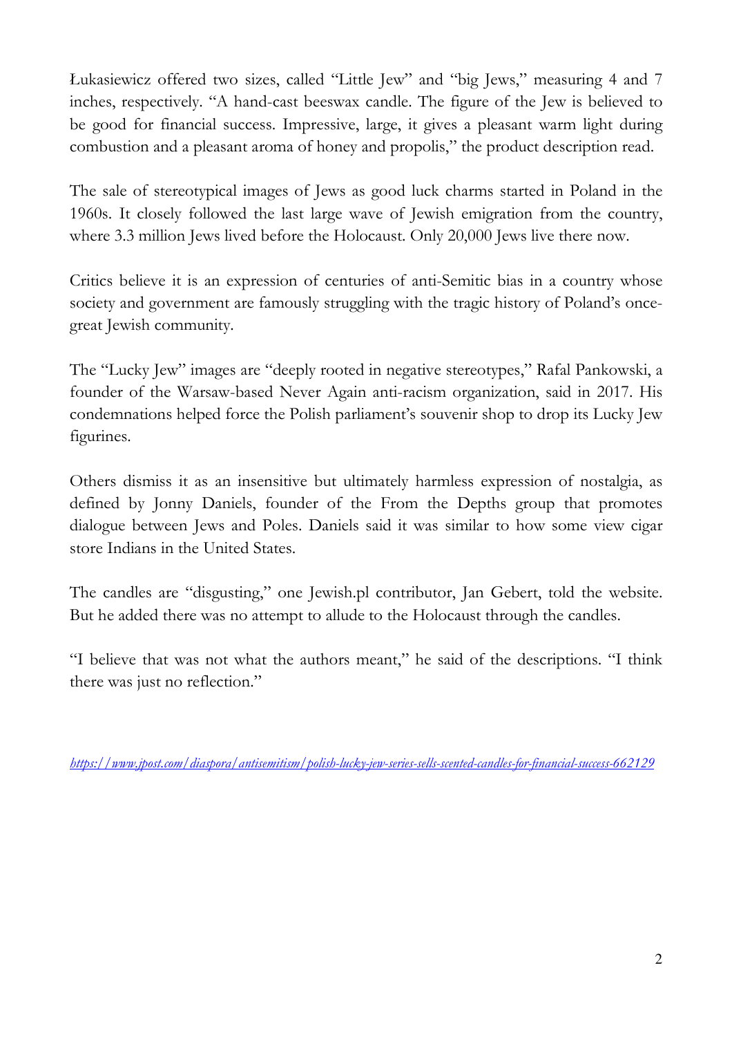Łukasiewicz offered two sizes, called "Little Jew" and "big Jews," measuring 4 and 7 inches, respectively. "A hand-cast beeswax candle. The figure of the Jew is believed to be good for financial success. Impressive, large, it gives a pleasant warm light during combustion and a pleasant aroma of honey and propolis," the product description read.

The sale of stereotypical images of Jews as good luck charms started in Poland in the 1960s. It closely followed the last large wave of Jewish emigration from the country, where 3.3 million Jews lived before the Holocaust. Only 20,000 Jews live there now.

Critics believe it is an expression of centuries of anti-Semitic bias in a country whose society and government are famously struggling with the tragic history of Poland's once-great Jewish community.

The "Lucky Jew" images are "deeply rooted in negative stereotypes," Rafal Pankowski, a founder of the Warsaw-based Never Again anti-racism organization, said in 2017. His condemnations helped force the Polish parliament's souvenir shop to drop its Lucky Jew figurines.

Others dismiss it as an insensitive but ultimately harmless expression of nostalgia, as defined by Jonny Daniels, founder of the From the Depths group that promotes dialogue between Jews and Poles. Daniels said it was similar to how some view cigar store Indians in the United States.

The candles are "disgusting," one Jewish.pl contributor, Jan Gebert, told the website. But he added there was no attempt to allude to the Holocaust through the candles.

"I believe that was not what the authors meant," he said of the descriptions. "I think there was just no reflection."

*https://www.jpost.com/diaspora/antisemitism/polish-lucky-jew-series-sells-scented-candles-for-financial-success-662129*